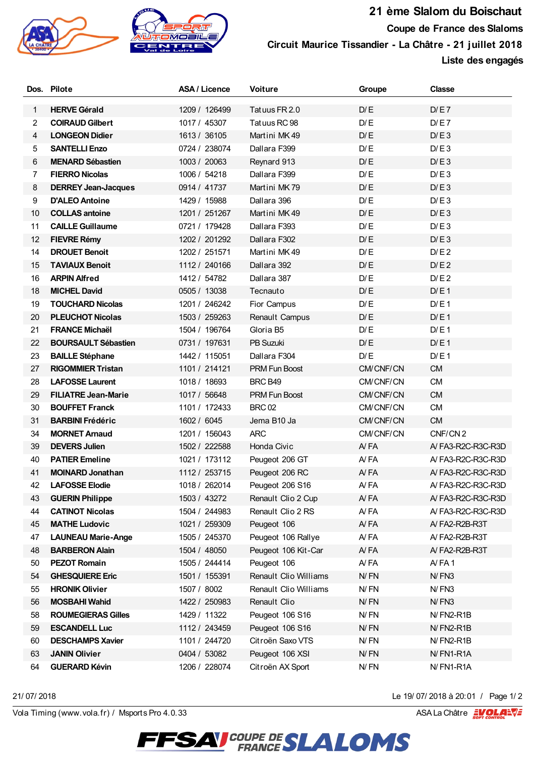# 21 ème Slalom du Boischaut

## Coupe de France des Slaloms

## Circuit Maurice Tissandier - La Châtre - 21 juillet 2018

## Liste des engagés

| Dos. | Pilote | ASA / Licence | Voiture | Groupe | Classe |
|---|---|---|---|---|---|
| 1 | **HERVE Gérald** | 1209 / 126499 | Tatuus FR 2.0 | D/E | D/E 7 |
| 2 | **COIRAUD Gilbert** | 1017 / 45307 | Tatuus RC 98 | D/E | D/E 7 |
| 4 | **LONGEON Didier** | 1613 / 36105 | Martini MK 49 | D/E | D/E 3 |
| 5 | **SANTELLI Enzo** | 0724 / 238074 | Dallara F399 | D/E | D/E 3 |
| 6 | **MENARD Sébastien** | 1003 / 20063 | Reynard 913 | D/E | D/E 3 |
| 7 | **FIERRO Nicolas** | 1006 / 54218 | Dallara F399 | D/E | D/E 3 |
| 8 | **DERREY Jean-Jacques** | 0914 / 41737 | Martini MK 79 | D/E | D/E 3 |
| 9 | **D'ALEO Antoine** | 1429 / 15988 | Dallara 396 | D/E | D/E 3 |
| 10 | **COLLAS antoine** | 1201 / 251267 | Martini MK 49 | D/E | D/E 3 |
| 11 | **CAILLE Guillaume** | 0721 / 179428 | Dallara F393 | D/E | D/E 3 |
| 12 | **FIEVRE Rémy** | 1202 / 201292 | Dallara F302 | D/E | D/E 3 |
| 14 | **DROUET Benoit** | 1202 / 251571 | Martini MK 49 | D/E | D/E 2 |
| 15 | **TAVIAUX Benoit** | 1112 / 240166 | Dallara 392 | D/E | D/E 2 |
| 16 | **ARPIN Alfred** | 1412 / 54782 | Dallara 387 | D/E | D/E 2 |
| 18 | **MICHEL David** | 0505 / 13038 | Tecnauto | D/E | D/E 1 |
| 19 | **TOUCHARD Nicolas** | 1201 / 246242 | Fior Campus | D/E | D/E 1 |
| 20 | **PLEUCHOT Nicolas** | 1503 / 259263 | Renault Campus | D/E | D/E 1 |
| 21 | **FRANCE Michaël** | 1504 / 196764 | Gloria B5 | D/E | D/E 1 |
| 22 | **BOURSAULT Sébastien** | 0731 / 197631 | PB Suzuki | D/E | D/E 1 |
| 23 | **BAILLE Stéphane** | 1442 / 115051 | Dallara F304 | D/E | D/E 1 |
| 27 | **RIGOMMIER Tristan** | 1101 / 214121 | PRM Fun Boost | CM/CNF/CN | CM |
| 28 | **LAFOSSE Laurent** | 1018 / 18693 | BRC B49 | CM/CNF/CN | CM |
| 29 | **FILIATRE Jean-Marie** | 1017 / 56648 | PRM Fun Boost | CM/CNF/CN | CM |
| 30 | **BOUFFET Franck** | 1101 / 172433 | BRC 02 | CM/CNF/CN | CM |
| 31 | **BARBINI Frédéric** | 1602 / 6045 | Jema B10 Ja | CM/CNF/CN | CM |
| 34 | **MORNET Arnaud** | 1201 / 156043 | ARC | CM/CNF/CN | CNF/CN 2 |
| 39 | **DEVERS Julien** | 1502 / 222588 | Honda Civic | A/FA | A/FA3-R2C-R3C-R3D |
| 40 | **PATIER Emeline** | 1021 / 173112 | Peugeot 206 GT | A/FA | A/FA3-R2C-R3C-R3D |
| 41 | **MOINARD Jonathan** | 1112 / 253715 | Peugeot 206 RC | A/FA | A/FA3-R2C-R3C-R3D |
| 42 | **LAFOSSE Elodie** | 1018 / 262014 | Peugeot 206 S16 | A/FA | A/FA3-R2C-R3C-R3D |
| 43 | **GUERIN Philippe** | 1503 / 43272 | Renault Clio 2 Cup | A/FA | A/FA3-R2C-R3C-R3D |
| 44 | **CATINOT Nicolas** | 1504 / 244983 | Renault Clio 2 RS | A/FA | A/FA3-R2C-R3C-R3D |
| 45 | **MATHE Ludovic** | 1021 / 259309 | Peugeot 106 | A/FA | A/FA2-R2B-R3T |
| 47 | **LAUNEAU Marie-Ange** | 1505 / 245370 | Peugeot 106 Rallye | A/FA | A/FA2-R2B-R3T |
| 48 | **BARBERON Alain** | 1504 / 48050 | Peugeot 106 Kit-Car | A/FA | A/FA2-R2B-R3T |
| 50 | **PEZOT Romain** | 1505 / 244414 | Peugeot 106 | A/FA | A/FA 1 |
| 54 | **GHESQUIERE Eric** | 1501 / 155391 | Renault Clio Williams | N/FN | N/FN3 |
| 55 | **HRONIK Olivier** | 1507 / 8002 | Renault Clio Williams | N/FN | N/FN3 |
| 56 | **MOSBAHI Wahid** | 1422 / 250983 | Renault Clio | N/FN | N/FN3 |
| 58 | **ROUMEGIERAS Gilles** | 1429 / 11322 | Peugeot 106 S16 | N/FN | N/FN2-R1B |
| 59 | **ESCANDELL Luc** | 1112 / 243459 | Peugeot 106 S16 | N/FN | N/FN2-R1B |
| 60 | **DESCHAMPS Xavier** | 1101 / 244720 | Citroën Saxo VTS | N/FN | N/FN2-R1B |
| 63 | **JANIN Olivier** | 0404 / 53082 | Peugeot 106 XSI | N/FN | N/FN1-R1A |
| 64 | **GUERARD Kévin** | 1206 / 228074 | Citroën AX Sport | N/FN | N/FN1-R1A |

21/07/2018 Le 19/07/2018 à 20:01

Vola Timing (www.vola.fr) / Msports Pro 4.0.33 ASA La Châtre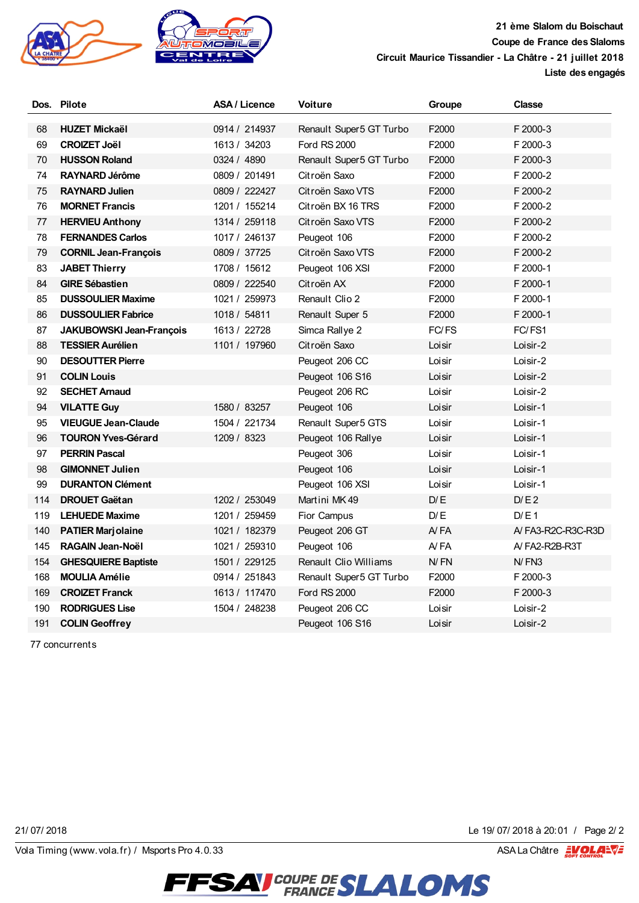**21 ème Slalom du Boischaut**
**Coupe de France des Slaloms**
**Circuit Maurice Tissandier - La Châtre - 21 juillet 2018**
**Liste des engagés**

| Dos. | Pilote | ASA / Licence | Voiture | Groupe | Classe |
|---|---|---|---|---|---|
| 68 | **HUZET Mickaël** | 0914 / 214937 | Renault Super5 GT Turbo | F2000 | F 2000-3 |
| 69 | **CROIZET Joël** | 1613 / 34203 | Ford RS 2000 | F2000 | F 2000-3 |
| 70 | **HUSSON Roland** | 0324 / 4890 | Renault Super5 GT Turbo | F2000 | F 2000-3 |
| 74 | **RAYNARD Jérôme** | 0809 / 201491 | Citroën Saxo | F2000 | F 2000-2 |
| 75 | **RAYNARD Julien** | 0809 / 222427 | Citroën Saxo VTS | F2000 | F 2000-2 |
| 76 | **MORNET Francis** | 1201 / 155214 | Citroën BX 16 TRS | F2000 | F 2000-2 |
| 77 | **HERVIEU Anthony** | 1314 / 259118 | Citroën Saxo VTS | F2000 | F 2000-2 |
| 78 | **FERNANDES Carlos** | 1017 / 246137 | Peugeot 106 | F2000 | F 2000-2 |
| 79 | **CORNIL Jean-François** | 0809 / 37725 | Citroën Saxo VTS | F2000 | F 2000-2 |
| 83 | **JABET Thierry** | 1708 / 15612 | Peugeot 106 XSI | F2000 | F 2000-1 |
| 84 | **GIRE Sébastien** | 0809 / 222540 | Citroën AX | F2000 | F 2000-1 |
| 85 | **DUSSOULIER Maxime** | 1021 / 259973 | Renault Clio 2 | F2000 | F 2000-1 |
| 86 | **DUSSOULIER Fabrice** | 1018 / 54811 | Renault Super 5 | F2000 | F 2000-1 |
| 87 | **JAKUBOWSKI Jean-François** | 1613 / 22728 | Simca Rallye 2 | FC/FS | FC/FS1 |
| 88 | **TESSIER Aurélien** | 1101 / 197960 | Citroën Saxo | Loisir | Loisir-2 |
| 90 | **DESOUTTER Pierre** | | Peugeot 206 CC | Loisir | Loisir-2 |
| 91 | **COLIN Louis** | | Peugeot 106 S16 | Loisir | Loisir-2 |
| 92 | **SECHET Arnaud** | | Peugeot 206 RC | Loisir | Loisir-2 |
| 94 | **VILATTE Guy** | 1580 / 83257 | Peugeot 106 | Loisir | Loisir-1 |
| 95 | **VIEUGUE Jean-Claude** | 1504 / 221734 | Renault Super5 GTS | Loisir | Loisir-1 |
| 96 | **TOURON Yves-Gérard** | 1209 / 8323 | Peugeot 106 Rallye | Loisir | Loisir-1 |
| 97 | **PERRIN Pascal** | | Peugeot 306 | Loisir | Loisir-1 |
| 98 | **GIMONNET Julien** | | Peugeot 106 | Loisir | Loisir-1 |
| 99 | **DURANTON Clément** | | Peugeot 106 XSI | Loisir | Loisir-1 |
| 114 | **DROUET Gaëtan** | 1202 / 253049 | Martini MK49 | D/E | D/E2 |
| 119 | **LEHUEDE Maxime** | 1201 / 259459 | Fior Campus | D/E | D/E1 |
| 140 | **PATIER Marjolaine** | 1021 / 182379 | Peugeot 206 GT | A/FA | A/FA3-R2C-R3C-R3D |
| 145 | **RAGAIN Jean-Noël** | 1021 / 259310 | Peugeot 106 | A/FA | A/FA2-R2B-R3T |
| 154 | **GHESQUIERE Baptiste** | 1501 / 229125 | Renault Clio Williams | N/FN | N/FN3 |
| 168 | **MOULIA Amélie** | 0914 / 251843 | Renault Super5 GT Turbo | F2000 | F 2000-3 |
| 169 | **CROIZET Franck** | 1613 / 117470 | Ford RS 2000 | F2000 | F 2000-3 |
| 190 | **RODRIGUES Lise** | 1504 / 248238 | Peugeot 206 CC | Loisir | Loisir-2 |
| 191 | **COLIN Geoffrey** | | Peugeot 106 S16 | Loisir | Loisir-2 |

77 concurrents